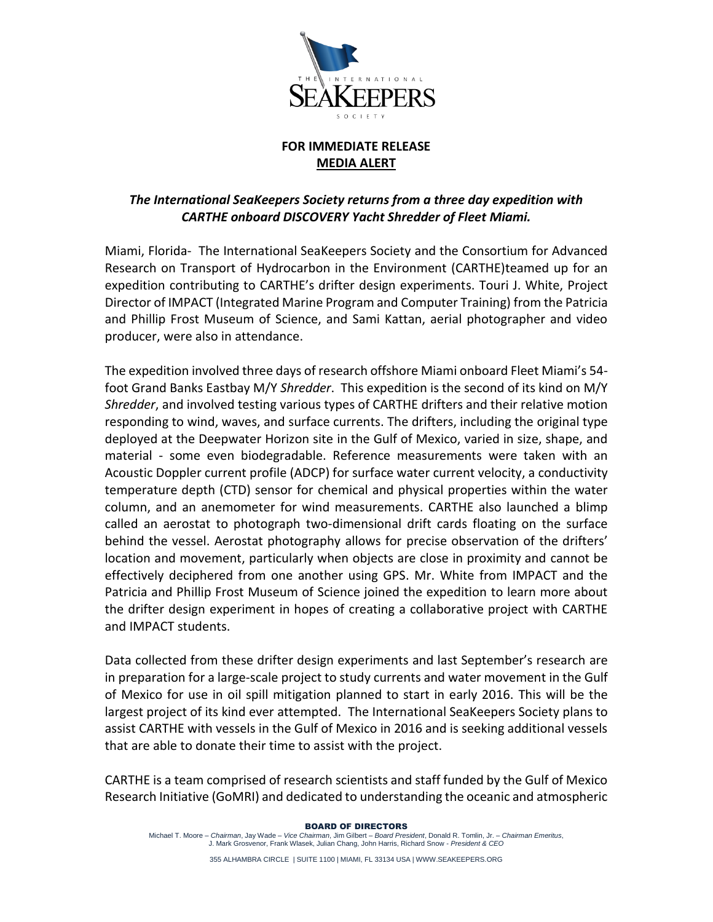**FOR IMMEDIATE RELEASE**
**MEDIA ALERT**

***The International SeaKeepers Society returns from a three day expedition with CARTHE onboard DISCOVERY Yacht Shredder of Fleet Miami.***

Miami, Florida- The International SeaKeepers Society and the Consortium for Advanced Research on Transport of Hydrocarbon in the Environment (CARTHE)teamed up for an expedition contributing to CARTHE's drifter design experiments. Touri J. White, Project Director of IMPACT (Integrated Marine Program and Computer Training) from the Patricia and Phillip Frost Museum of Science, and Sami Kattan, aerial photographer and video producer, were also in attendance.

The expedition involved three days of research offshore Miami onboard Fleet Miami's 54-foot Grand Banks Eastbay M/Y *Shredder*. This expedition is the second of its kind on M/Y *Shredder*, and involved testing various types of CARTHE drifters and their relative motion responding to wind, waves, and surface currents. The drifters, including the original type deployed at the Deepwater Horizon site in the Gulf of Mexico, varied in size, shape, and material - some even biodegradable. Reference measurements were taken with an Acoustic Doppler current profile (ADCP) for surface water current velocity, a conductivity temperature depth (CTD) sensor for chemical and physical properties within the water column, and an anemometer for wind measurements. CARTHE also launched a blimp called an aerostat to photograph two-dimensional drift cards floating on the surface behind the vessel. Aerostat photography allows for precise observation of the drifters' location and movement, particularly when objects are close in proximity and cannot be effectively deciphered from one another using GPS. Mr. White from IMPACT and the Patricia and Phillip Frost Museum of Science joined the expedition to learn more about the drifter design experiment in hopes of creating a collaborative project with CARTHE and IMPACT students.

Data collected from these drifter design experiments and last September's research are in preparation for a large-scale project to study currents and water movement in the Gulf of Mexico for use in oil spill mitigation planned to start in early 2016. This will be the largest project of its kind ever attempted. The International SeaKeepers Society plans to assist CARTHE with vessels in the Gulf of Mexico in 2016 and is seeking additional vessels that are able to donate their time to assist with the project.

CARTHE is a team comprised of research scientists and staff funded by the Gulf of Mexico Research Initiative (GoMRI) and dedicated to understanding the oceanic and atmospheric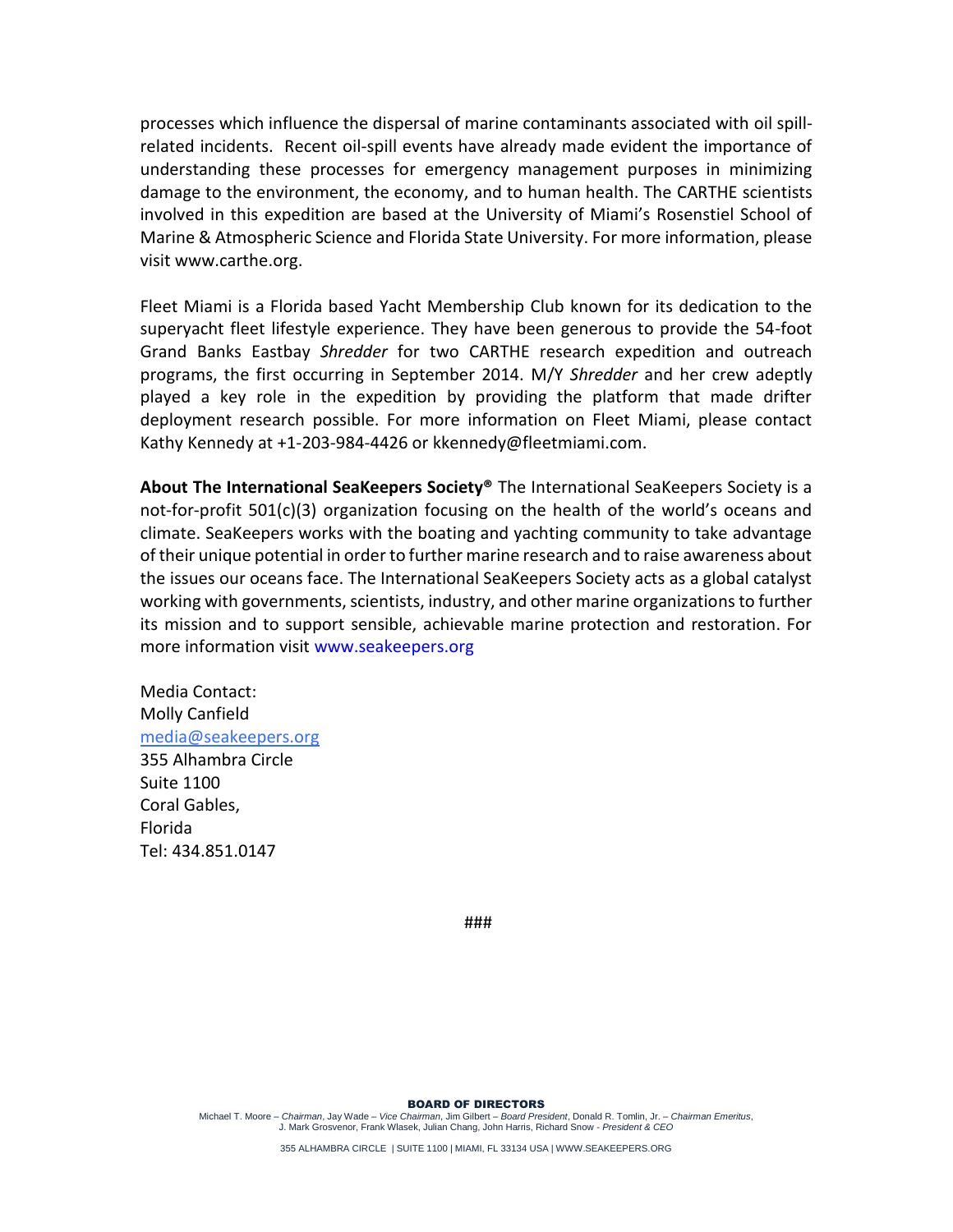processes which influence the dispersal of marine contaminants associated with oil spill-related incidents. Recent oil-spill events have already made evident the importance of understanding these processes for emergency management purposes in minimizing damage to the environment, the economy, and to human health. The CARTHE scientists involved in this expedition are based at the University of Miami's Rosenstiel School of Marine & Atmospheric Science and Florida State University. For more information, please visit www.carthe.org.

Fleet Miami is a Florida based Yacht Membership Club known for its dedication to the superyacht fleet lifestyle experience. They have been generous to provide the 54-foot Grand Banks Eastbay *Shredder* for two CARTHE research expedition and outreach programs, the first occurring in September 2014. M/Y *Shredder* and her crew adeptly played a key role in the expedition by providing the platform that made drifter deployment research possible. For more information on Fleet Miami, please contact Kathy Kennedy at +1-203-984-4426 or kkennedy@fleetmiami.com.

**About The International SeaKeepers Society®** The International SeaKeepers Society is a not-for-profit 501(c)(3) organization focusing on the health of the world's oceans and climate. SeaKeepers works with the boating and yachting community to take advantage of their unique potential in order to further marine research and to raise awareness about the issues our oceans face. The International SeaKeepers Society acts as a global catalyst working with governments, scientists, industry, and other marine organizations to further its mission and to support sensible, achievable marine protection and restoration. For more information visit www.seakeepers.org

Media Contact:
Molly Canfield
media@seakeepers.org
355 Alhambra Circle
Suite 1100
Coral Gables,
Florida
Tel: 434.851.0147

###

**BOARD OF DIRECTORS**
Michael T. Moore – *Chairman*, Jay Wade – *Vice Chairman*, Jim Gilbert – *Board President*, Donald R. Tomlin, Jr. – *Chairman Emeritus*, J. Mark Grosvenor, Frank Wlasek, Julian Chang, John Harris, Richard Snow - *President & CEO*

355 ALHAMBRA CIRCLE | SUITE 1100 | MIAMI, FL 33134 USA | WWW.SEAKEEPERS.ORG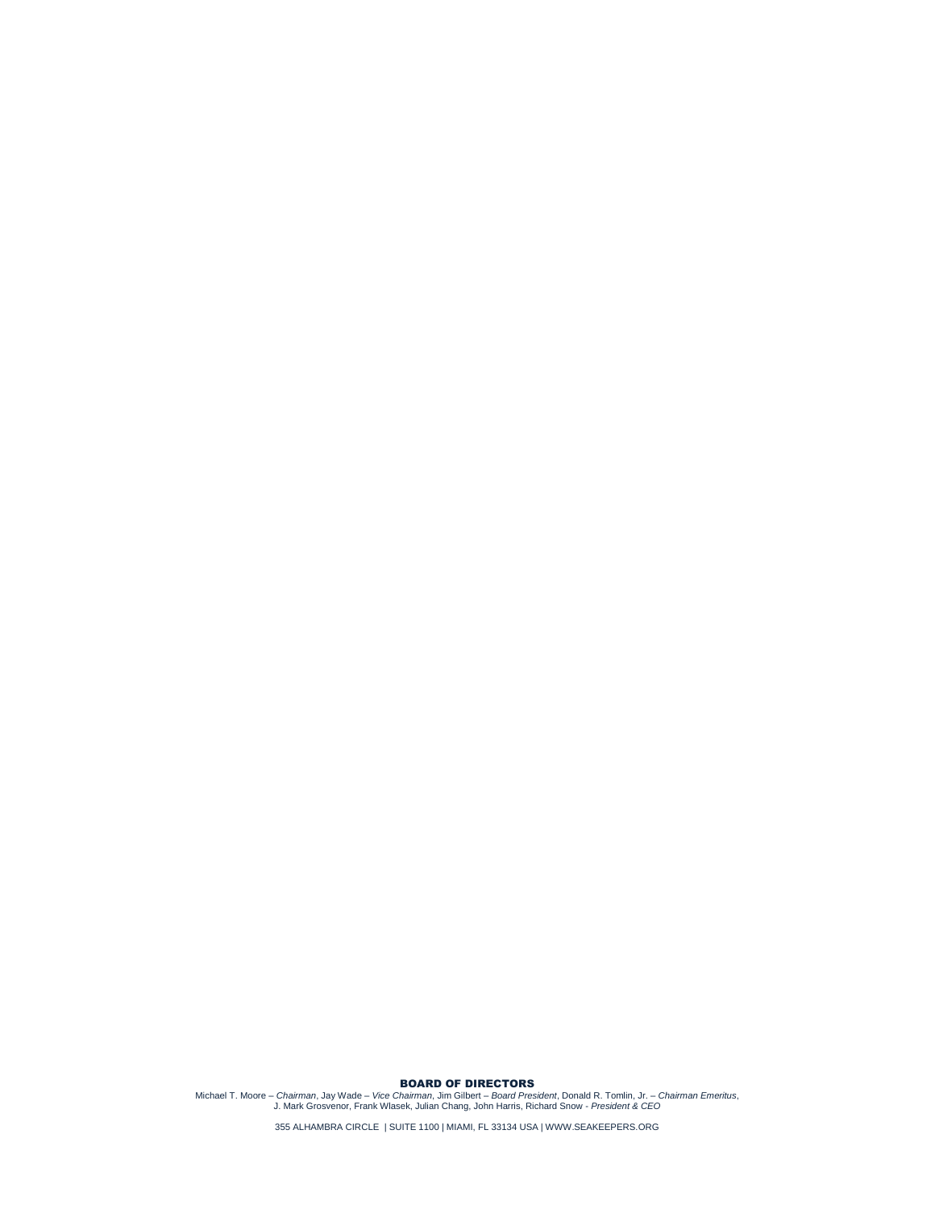**BOARD OF DIRECTORS**

Michael T. Moore – *Chairman*, Jay Wade – *Vice Chairman*, Jim Gilbert – *Board President*, Donald R. Tomlin, Jr. – *Chairman Emeritus*, J. Mark Grosvenor, Frank Wlasek, Julian Chang, John Harris, Richard Snow - *President & CEO*

355 ALHAMBRA CIRCLE | SUITE 1100 | MIAMI, FL 33134 USA | WWW.SEAKEEPERS.ORG